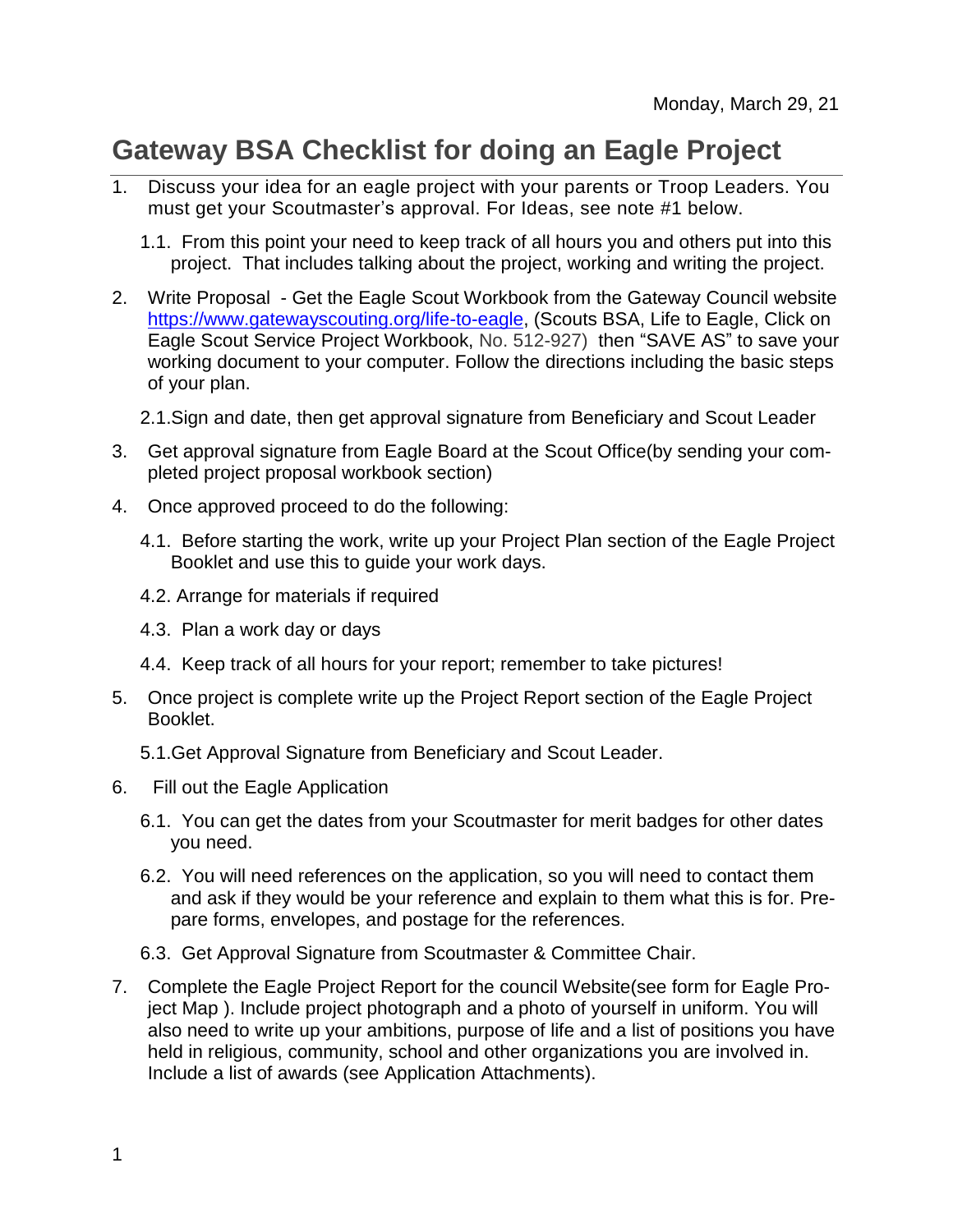Monday, March 29, 21

# Gateway BSA Checklist for doing an Eagle Project

1. Discuss your idea for an eagle project with your parents or Troop Leaders. You must get your Scoutmaster's approval. For Ideas, see note #1 below.

   1.1. From this point your need to keep track of all hours you and others put into this project. That includes talking about the project, working and writing the project.

2. Write Proposal - Get the Eagle Scout Workbook from the Gateway Council website https://www.gatewayscouting.org/life-to-eagle, (Scouts BSA, Life to Eagle, Click on Eagle Scout Service Project Workbook, No. 512-927) then "SAVE AS" to save your working document to your computer. Follow the directions including the basic steps of your plan.

   2.1.Sign and date, then get approval signature from Beneficiary and Scout Leader

3. Get approval signature from Eagle Board at the Scout Office(by sending your completed project proposal workbook section)

4. Once approved proceed to do the following:

   4.1. Before starting the work, write up your Project Plan section of the Eagle Project Booklet and use this to guide your work days.

   4.2. Arrange for materials if required

   4.3. Plan a work day or days

   4.4. Keep track of all hours for your report; remember to take pictures!

5. Once project is complete write up the Project Report section of the Eagle Project Booklet.

   5.1.Get Approval Signature from Beneficiary and Scout Leader.

6. Fill out the Eagle Application

   6.1. You can get the dates from your Scoutmaster for merit badges for other dates you need.

   6.2. You will need references on the application, so you will need to contact them and ask if they would be your reference and explain to them what this is for. Prepare forms, envelopes, and postage for the references.

   6.3. Get Approval Signature from Scoutmaster & Committee Chair.

7. Complete the Eagle Project Report for the council Website(see form for Eagle Project Map ). Include project photograph and a photo of yourself in uniform. You will also need to write up your ambitions, purpose of life and a list of positions you have held in religious, community, school and other organizations you are involved in. Include a list of awards (see Application Attachments).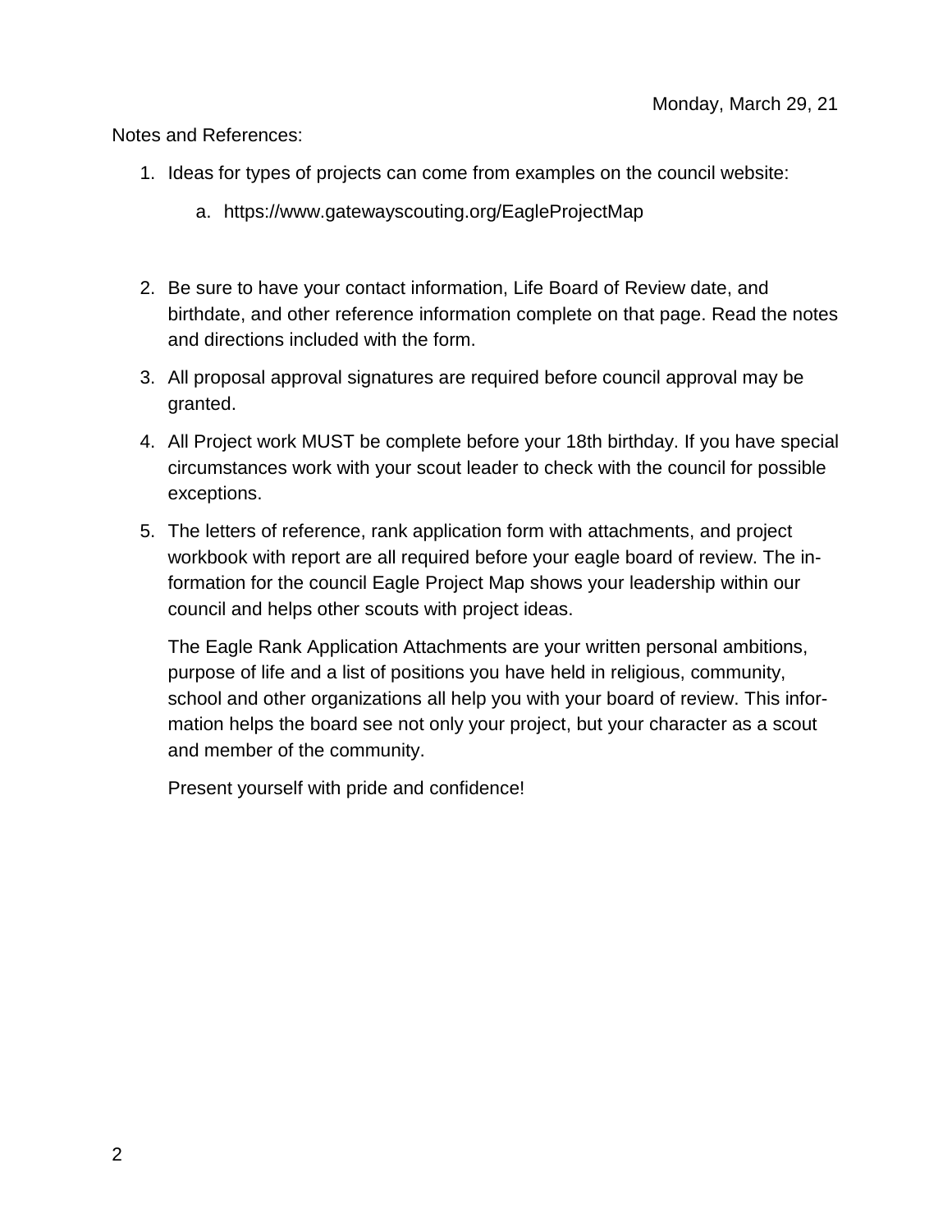Monday, March 29, 21

Notes and References:

1. Ideas for types of projects can come from examples on the council website:
    a. https://www.gatewayscouting.org/EagleProjectMap

2. Be sure to have your contact information, Life Board of Review date, and birthdate, and other reference information complete on that page. Read the notes and directions included with the form.

3. All proposal approval signatures are required before council approval may be granted.

4. All Project work MUST be complete before your 18th birthday. If you have special circumstances work with your scout leader to check with the council for possible exceptions.

5. The letters of reference, rank application form with attachments, and project workbook with report are all required before your eagle board of review. The information for the council Eagle Project Map shows your leadership within our council and helps other scouts with project ideas.

   The Eagle Rank Application Attachments are your written personal ambitions, purpose of life and a list of positions you have held in religious, community, school and other organizations all help you with your board of review. This information helps the board see not only your project, but your character as a scout and member of the community.

   Present yourself with pride and confidence!